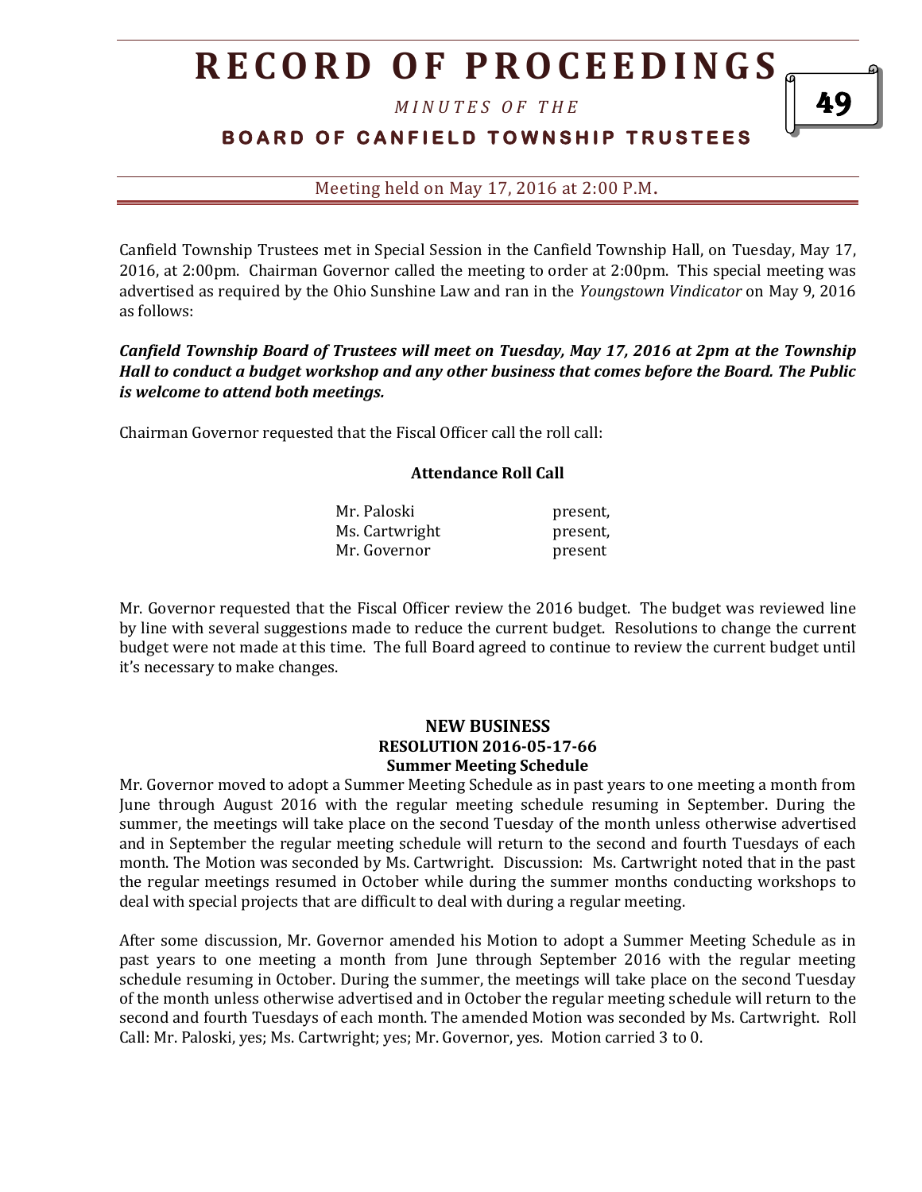Canfield Township Trustees met in Special Session in the Canfield Township Hall, on Tuesday, May 17, 2016, at 2:00pm. Chairman Governor called the meeting to order at 2:00pm. This special meeting was advertised as required by the Ohio Sunshine Law and ran in the *Youngstown Vindicator* on May 9, 2016 as follows:

***Canfield Township Board of Trustees will meet on Tuesday, May 17, 2016 at 2pm at the Township Hall to conduct a budget workshop and any other business that comes before the Board. The Public is welcome to attend both meetings.***

Chairman Governor requested that the Fiscal Officer call the roll call:

**Attendance Roll Call**

| | |
|---|---|
| Mr. Paloski | present, |
| Ms. Cartwright | present, |
| Mr. Governor | present |

Mr. Governor requested that the Fiscal Officer review the 2016 budget. The budget was reviewed line by line with several suggestions made to reduce the current budget. Resolutions to change the current budget were not made at this time. The full Board agreed to continue to review the current budget until it's necessary to make changes.

## NEW BUSINESS

### RESOLUTION 2016-05-17-66

### Summer Meeting Schedule

Mr. Governor moved to adopt a Summer Meeting Schedule as in past years to one meeting a month from June through August 2016 with the regular meeting schedule resuming in September. During the summer, the meetings will take place on the second Tuesday of the month unless otherwise advertised and in September the regular meeting schedule will return to the second and fourth Tuesdays of each month. The Motion was seconded by Ms. Cartwright. Discussion: Ms. Cartwright noted that in the past the regular meetings resumed in October while during the summer months conducting workshops to deal with special projects that are difficult to deal with during a regular meeting.

After some discussion, Mr. Governor amended his Motion to adopt a Summer Meeting Schedule as in past years to one meeting a month from June through September 2016 with the regular meeting schedule resuming in October. During the summer, the meetings will take place on the second Tuesday of the month unless otherwise advertised and in October the regular meeting schedule will return to the second and fourth Tuesdays of each month. The amended Motion was seconded by Ms. Cartwright. Roll Call: Mr. Paloski, yes; Ms. Cartwright; yes; Mr. Governor, yes. Motion carried 3 to 0.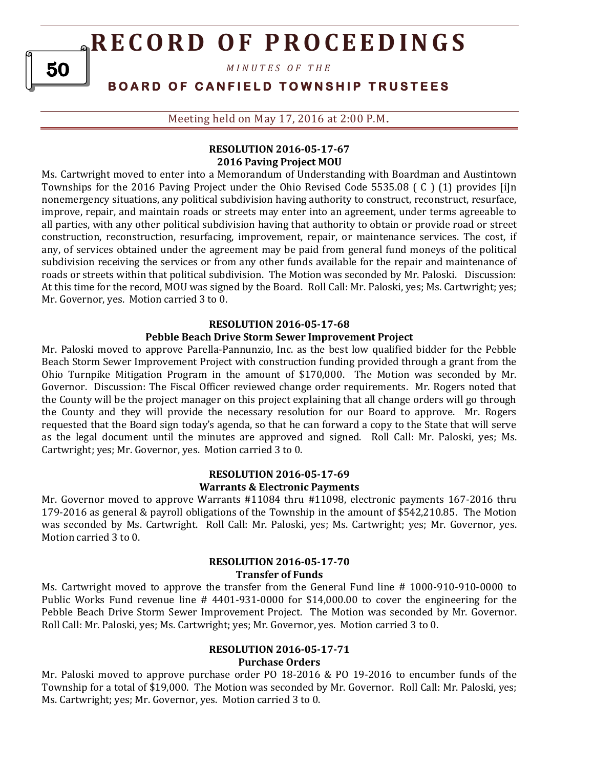### RESOLUTION 2016-05-17-67
### 2016 Paving Project MOU

Ms. Cartwright moved to enter into a Memorandum of Understanding with Boardman and Austintown Townships for the 2016 Paving Project under the Ohio Revised Code 5535.08 ( C ) (1) provides [i]n nonemergency situations, any political subdivision having authority to construct, reconstruct, resurface, improve, repair, and maintain roads or streets may enter into an agreement, under terms agreeable to all parties, with any other political subdivision having that authority to obtain or provide road or street construction, reconstruction, resurfacing, improvement, repair, or maintenance services. The cost, if any, of services obtained under the agreement may be paid from general fund moneys of the political subdivision receiving the services or from any other funds available for the repair and maintenance of roads or streets within that political subdivision. The Motion was seconded by Mr. Paloski. Discussion: At this time for the record, MOU was signed by the Board. Roll Call: Mr. Paloski, yes; Ms. Cartwright; yes; Mr. Governor, yes. Motion carried 3 to 0.

### RESOLUTION 2016-05-17-68
### Pebble Beach Drive Storm Sewer Improvement Project

Mr. Paloski moved to approve Parella-Pannunzio, Inc. as the best low qualified bidder for the Pebble Beach Storm Sewer Improvement Project with construction funding provided through a grant from the Ohio Turnpike Mitigation Program in the amount of $170,000. The Motion was seconded by Mr. Governor. Discussion: The Fiscal Officer reviewed change order requirements. Mr. Rogers noted that the County will be the project manager on this project explaining that all change orders will go through the County and they will provide the necessary resolution for our Board to approve. Mr. Rogers requested that the Board sign today's agenda, so that he can forward a copy to the State that will serve as the legal document until the minutes are approved and signed. Roll Call: Mr. Paloski, yes; Ms. Cartwright; yes; Mr. Governor, yes. Motion carried 3 to 0.

### RESOLUTION 2016-05-17-69
### Warrants & Electronic Payments

Mr. Governor moved to approve Warrants #11084 thru #11098, electronic payments 167-2016 thru 179-2016 as general & payroll obligations of the Township in the amount of $542,210.85. The Motion was seconded by Ms. Cartwright. Roll Call: Mr. Paloski, yes; Ms. Cartwright; yes; Mr. Governor, yes. Motion carried 3 to 0.

### RESOLUTION 2016-05-17-70
### Transfer of Funds

Ms. Cartwright moved to approve the transfer from the General Fund line # 1000-910-910-0000 to Public Works Fund revenue line # 4401-931-0000 for $14,000.00 to cover the engineering for the Pebble Beach Drive Storm Sewer Improvement Project. The Motion was seconded by Mr. Governor. Roll Call: Mr. Paloski, yes; Ms. Cartwright; yes; Mr. Governor, yes. Motion carried 3 to 0.

### RESOLUTION 2016-05-17-71
### Purchase Orders

Mr. Paloski moved to approve purchase order PO 18-2016 & PO 19-2016 to encumber funds of the Township for a total of $19,000. The Motion was seconded by Mr. Governor. Roll Call: Mr. Paloski, yes; Ms. Cartwright; yes; Mr. Governor, yes. Motion carried 3 to 0.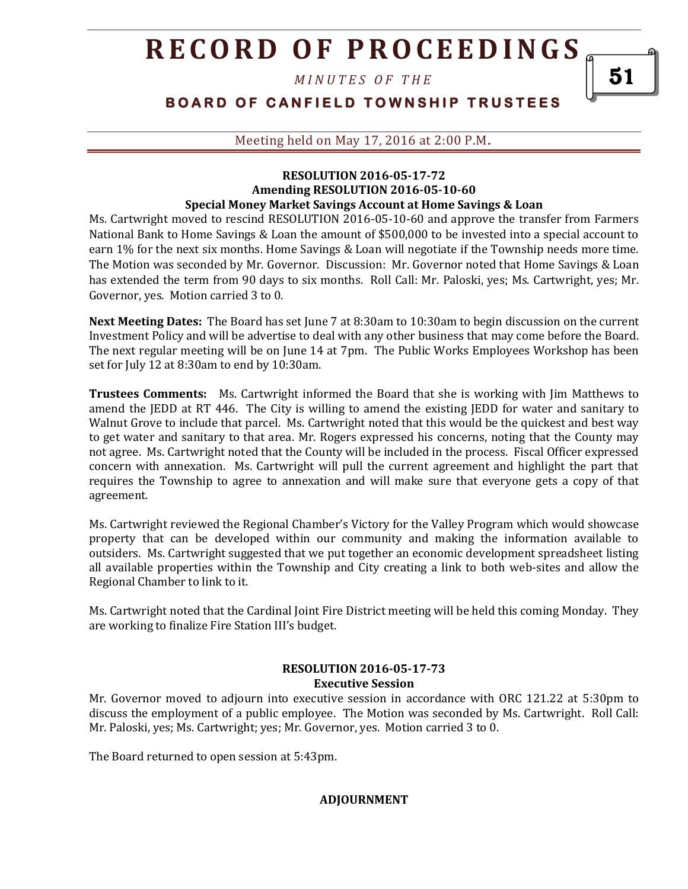**RESOLUTION 2016-05-17-72**
**Amending RESOLUTION 2016-05-10-60**
**Special Money Market Savings Account at Home Savings & Loan**

Ms. Cartwright moved to rescind RESOLUTION 2016-05-10-60 and approve the transfer from Farmers National Bank to Home Savings & Loan the amount of $500,000 to be invested into a special account to earn 1% for the next six months. Home Savings & Loan will negotiate if the Township needs more time. The Motion was seconded by Mr. Governor. Discussion: Mr. Governor noted that Home Savings & Loan has extended the term from 90 days to six months. Roll Call: Mr. Paloski, yes; Ms. Cartwright, yes; Mr. Governor, yes. Motion carried 3 to 0.

**Next Meeting Dates:** The Board has set June 7 at 8:30am to 10:30am to begin discussion on the current Investment Policy and will be advertise to deal with any other business that may come before the Board. The next regular meeting will be on June 14 at 7pm. The Public Works Employees Workshop has been set for July 12 at 8:30am to end by 10:30am.

**Trustees Comments:** Ms. Cartwright informed the Board that she is working with Jim Matthews to amend the JEDD at RT 446. The City is willing to amend the existing JEDD for water and sanitary to Walnut Grove to include that parcel. Ms. Cartwright noted that this would be the quickest and best way to get water and sanitary to that area. Mr. Rogers expressed his concerns, noting that the County may not agree. Ms. Cartwright noted that the County will be included in the process. Fiscal Officer expressed concern with annexation. Ms. Cartwright will pull the current agreement and highlight the part that requires the Township to agree to annexation and will make sure that everyone gets a copy of that agreement.

Ms. Cartwright reviewed the Regional Chamber's Victory for the Valley Program which would showcase property that can be developed within our community and making the information available to outsiders. Ms. Cartwright suggested that we put together an economic development spreadsheet listing all available properties within the Township and City creating a link to both web-sites and allow the Regional Chamber to link to it.

Ms. Cartwright noted that the Cardinal Joint Fire District meeting will be held this coming Monday. They are working to finalize Fire Station III's budget.

**RESOLUTION 2016-05-17-73**
**Executive Session**

Mr. Governor moved to adjourn into executive session in accordance with ORC 121.22 at 5:30pm to discuss the employment of a public employee. The Motion was seconded by Ms. Cartwright. Roll Call: Mr. Paloski, yes; Ms. Cartwright; yes; Mr. Governor, yes. Motion carried 3 to 0.

The Board returned to open session at 5:43pm.

**ADJOURNMENT**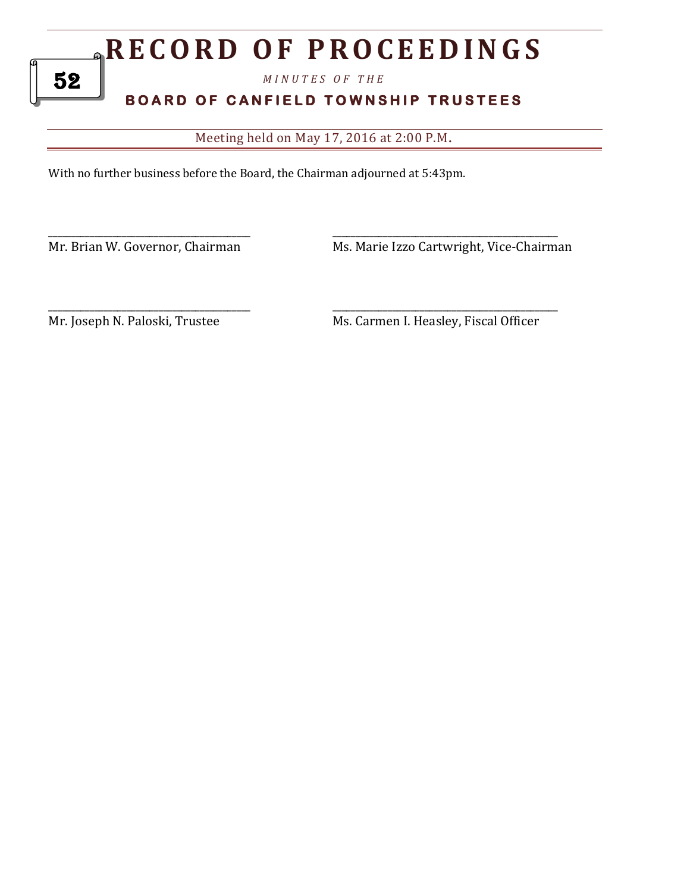With no further business before the Board, the Chairman adjourned at 5:43pm.

\_\_\_\_\_\_\_\_\_\_\_\_\_\_\_\_\_\_\_\_\_\_\_\_\_\_\_\_\_\_\_\_\_\_\_\_\_\_\_\_\_\_
Mr. Brian W. Governor, Chairman

\_\_\_\_\_\_\_\_\_\_\_\_\_\_\_\_\_\_\_\_\_\_\_\_\_\_\_\_\_\_\_\_\_\_\_\_\_\_\_\_\_\_
Ms. Marie Izzo Cartwright, Vice-Chairman

\_\_\_\_\_\_\_\_\_\_\_\_\_\_\_\_\_\_\_\_\_\_\_\_\_\_\_\_\_\_\_\_\_\_\_\_\_\_\_\_\_\_
Mr. Joseph N. Paloski, Trustee

\_\_\_\_\_\_\_\_\_\_\_\_\_\_\_\_\_\_\_\_\_\_\_\_\_\_\_\_\_\_\_\_\_\_\_\_\_\_\_\_\_\_
Ms. Carmen I. Heasley, Fiscal Officer